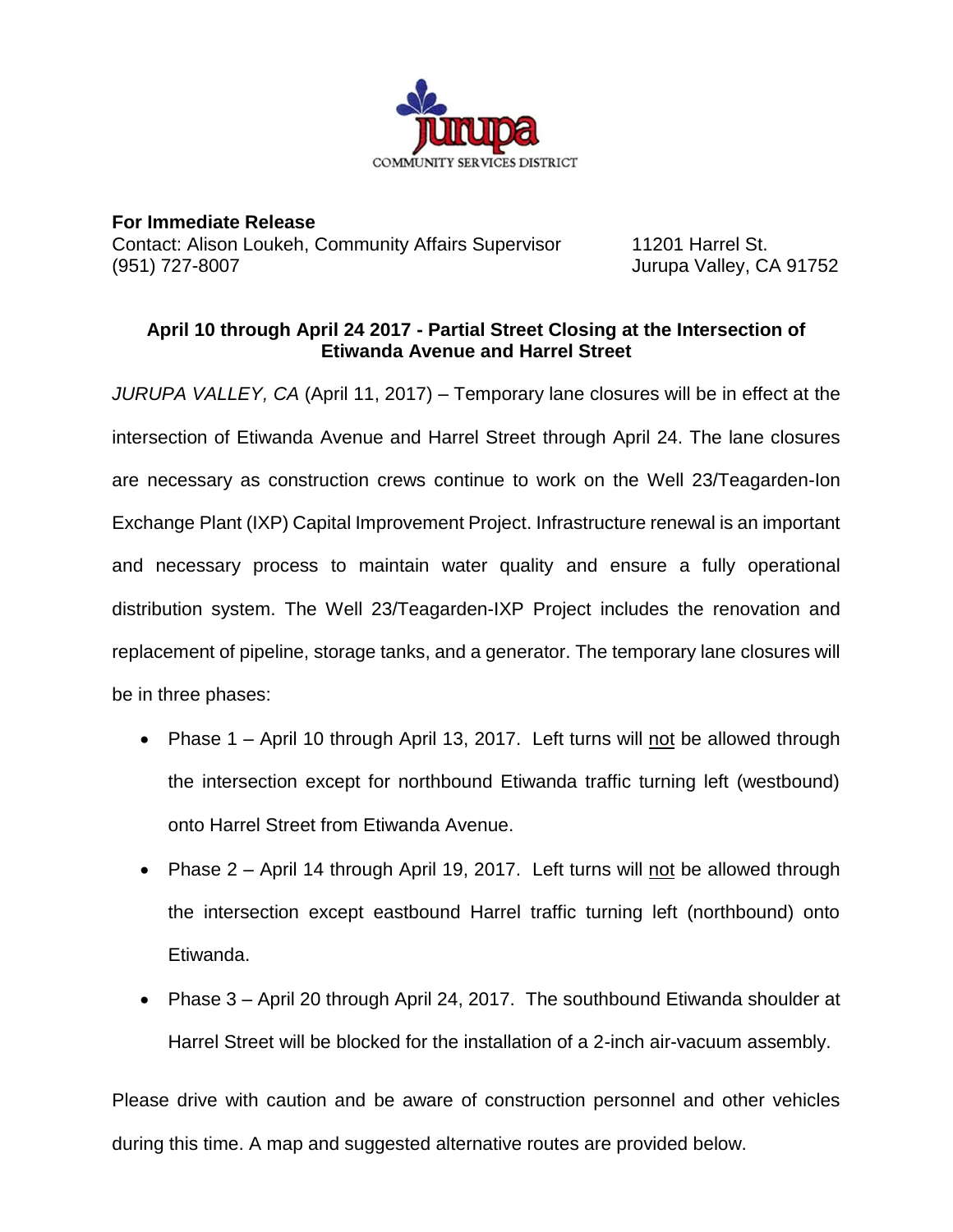jurupa
COMMUNITY SERVICES DISTRICT

**For Immediate Release**
Contact: Alison Loukeh, Community Affairs Supervisor
(951) 727-8007

11201 Harrel St.
Jurupa Valley, CA 91752

## April 10 through April 24 2017 - Partial Street Closing at the Intersection of Etiwanda Avenue and Harrel Street

*JURUPA VALLEY, CA* (April 11, 2017) – Temporary lane closures will be in effect at the intersection of Etiwanda Avenue and Harrel Street through April 24. The lane closures are necessary as construction crews continue to work on the Well 23/Teagarden-Ion Exchange Plant (IXP) Capital Improvement Project. Infrastructure renewal is an important and necessary process to maintain water quality and ensure a fully operational distribution system. The Well 23/Teagarden-IXP Project includes the renovation and replacement of pipeline, storage tanks, and a generator. The temporary lane closures will be in three phases:

- Phase 1 – April 10 through April 13, 2017. Left turns will <u>not</u> be allowed through the intersection except for northbound Etiwanda traffic turning left (westbound) onto Harrel Street from Etiwanda Avenue.
- Phase 2 – April 14 through April 19, 2017. Left turns will <u>not</u> be allowed through the intersection except eastbound Harrel traffic turning left (northbound) onto Etiwanda.
- Phase 3 – April 20 through April 24, 2017. The southbound Etiwanda shoulder at Harrel Street will be blocked for the installation of a 2-inch air-vacuum assembly.

Please drive with caution and be aware of construction personnel and other vehicles during this time. A map and suggested alternative routes are provided below.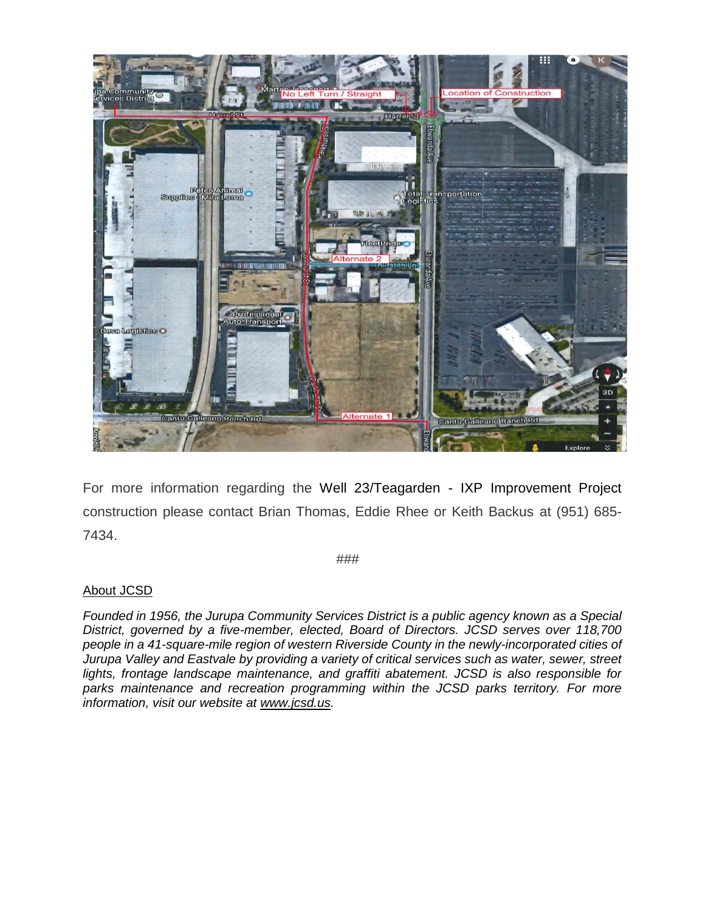For more information regarding the Well 23/Teagarden - IXP Improvement Project construction please contact Brian Thomas, Eddie Rhee or Keith Backus at (951) 685-7434.

###

About JCSD

*Founded in 1956, the Jurupa Community Services District is a public agency known as a Special District, governed by a five-member, elected, Board of Directors. JCSD serves over 118,700 people in a 41-square-mile region of western Riverside County in the newly-incorporated cities of Jurupa Valley and Eastvale by providing a variety of critical services such as water, sewer, street lights, frontage landscape maintenance, and graffiti abatement. JCSD is also responsible for parks maintenance and recreation programming within the JCSD parks territory. For more information, visit our website at www.jcsd.us.*